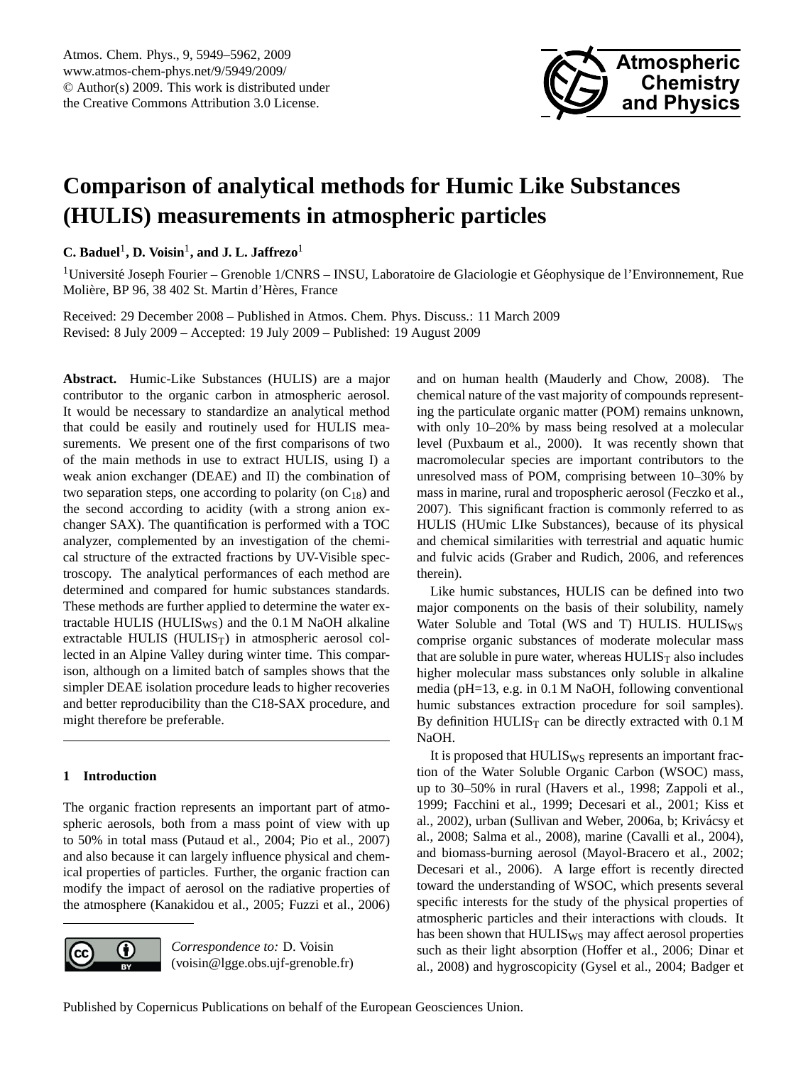# Comparison of analytical methods for Humic Like Substances (HULIS) measurements in atmospheric particles

**C. Baduel**[1], **D. Voisin**[1], **and J. L. Jaffrezo**[1]

[1]Université Joseph Fourier – Grenoble 1/CNRS – INSU, Laboratoire de Glaciologie et Géophysique de l'Environnement, Rue Molière, BP 96, 38 402 St. Martin d'Hères, France

Received: 29 December 2008 – Published in Atmos. Chem. Phys. Discuss.: 11 March 2009
Revised: 8 July 2009 – Accepted: 19 July 2009 – Published: 19 August 2009

**Abstract.** Humic-Like Substances (HULIS) are a major contributor to the organic carbon in atmospheric aerosol. It would be necessary to standardize an analytical method that could be easily and routinely used for HULIS measurements. We present one of the first comparisons of two of the main methods in use to extract HULIS, using I) a weak anion exchanger (DEAE) and II) the combination of two separation steps, one according to polarity (on $C_{18}$) and the second according to acidity (with a strong anion exchanger SAX). The quantification is performed with a TOC analyzer, complemented by an investigation of the chemical structure of the extracted fractions by UV-Visible spectroscopy. The analytical performances of each method are determined and compared for humic substances standards. These methods are further applied to determine the water extractable HULIS ($HULIS_{WS}$) and the 0.1 M NaOH alkaline extractable HULIS ($HULIS_T$) in atmospheric aerosol collected in an Alpine Valley during winter time. This comparison, although on a limited batch of samples shows that the simpler DEAE isolation procedure leads to higher recoveries and better reproducibility than the C18-SAX procedure, and might therefore be preferable.

## 1 Introduction

The organic fraction represents an important part of atmospheric aerosols, both from a mass point of view with up to 50% in total mass (Putaud et al., 2004; Pio et al., 2007) and also because it can largely influence physical and chemical properties of particles. Further, the organic fraction can modify the impact of aerosol on the radiative properties of the atmosphere (Kanakidou et al., 2005; Fuzzi et al., 2006) and on human health (Mauderly and Chow, 2008). The chemical nature of the vast majority of compounds representing the particulate organic matter (POM) remains unknown, with only 10–20% by mass being resolved at a molecular level (Puxbaum et al., 2000). It was recently shown that macromolecular species are important contributors to the unresolved mass of POM, comprising between 10–30% by mass in marine, rural and tropospheric aerosol (Feczko et al., 2007). This significant fraction is commonly referred to as HULIS (HUmic LIke Substances), because of its physical and chemical similarities with terrestrial and aquatic humic and fulvic acids (Graber and Rudich, 2006, and references therein).

Like humic substances, HULIS can be defined into two major components on the basis of their solubility, namely Water Soluble and Total (WS and T) HULIS. $HULIS_{WS}$ comprise organic substances of moderate molecular mass that are soluble in pure water, whereas $HULIS_T$ also includes higher molecular mass substances only soluble in alkaline media (pH=13, e.g. in 0.1 M NaOH, following conventional humic substances extraction procedure for soil samples). By definition $HULIS_T$ can be directly extracted with 0.1 M NaOH.

It is proposed that $HULIS_{WS}$ represents an important fraction of the Water Soluble Organic Carbon (WSOC) mass, up to 30–50% in rural (Havers et al., 1998; Zappoli et al., 1999; Facchini et al., 1999; Decesari et al., 2001; Kiss et al., 2002), urban (Sullivan and Weber, 2006a, b; Krivácsy et al., 2008; Salma et al., 2008), marine (Cavalli et al., 2004), and biomass-burning aerosol (Mayol-Bracero et al., 2002; Decesari et al., 2006). A large effort is recently directed toward the understanding of WSOC, which presents several specific interests for the study of the physical properties of atmospheric particles and their interactions with clouds. It has been shown that $HULIS_{WS}$ may affect aerosol properties such as their light absorption (Hoffer et al., 2006; Dinar et al., 2008) and hygroscopicity (Gysel et al., 2004; Badger et

*Correspondence to:* D. Voisin (voisin@lgge.obs.ujf-grenoble.fr)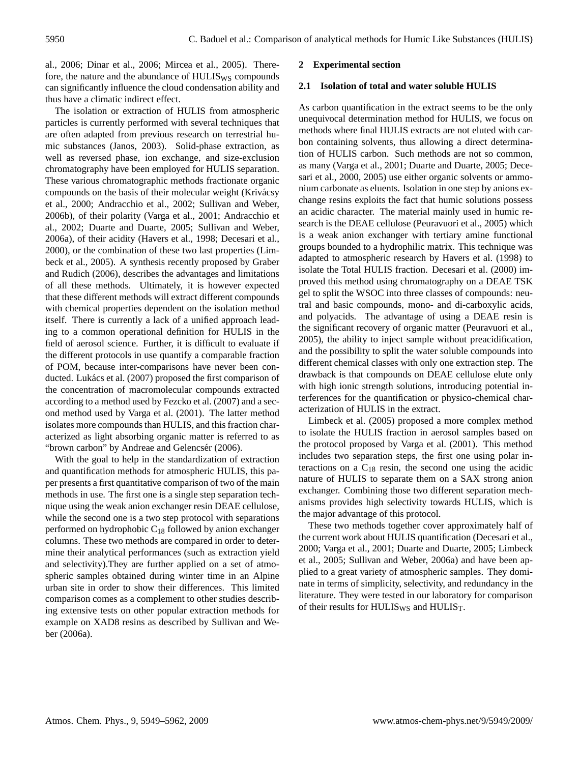al., 2006; Dinar et al., 2006; Mircea et al., 2005). Therefore, the nature and the abundance of $HULIS_{WS}$ compounds can significantly influence the cloud condensation ability and thus have a climatic indirect effect.

The isolation or extraction of HULIS from atmospheric particles is currently performed with several techniques that are often adapted from previous research on terrestrial humic substances (Janos, 2003). Solid-phase extraction, as well as reversed phase, ion exchange, and size-exclusion chromatography have been employed for HULIS separation. These various chromatographic methods fractionate organic compounds on the basis of their molecular weight (Krivácsy et al., 2000; Andracchio et al., 2002; Sullivan and Weber, 2006b), of their polarity (Varga et al., 2001; Andracchio et al., 2002; Duarte and Duarte, 2005; Sullivan and Weber, 2006a), of their acidity (Havers et al., 1998; Decesari et al., 2000), or the combination of these two last properties (Limbeck et al., 2005). A synthesis recently proposed by Graber and Rudich (2006), describes the advantages and limitations of all these methods. Ultimately, it is however expected that these different methods will extract different compounds with chemical properties dependent on the isolation method itself. There is currently a lack of a unified approach leading to a common operational definition for HULIS in the field of aerosol science. Further, it is difficult to evaluate if the different protocols in use quantify a comparable fraction of POM, because inter-comparisons have never been conducted. Lukács et al. (2007) proposed the first comparison of the concentration of macromolecular compounds extracted according to a method used by Fezcko et al. (2007) and a second method used by Varga et al. (2001). The latter method isolates more compounds than HULIS, and this fraction characterized as light absorbing organic matter is referred to as "brown carbon" by Andreae and Gelencsér (2006).

With the goal to help in the standardization of extraction and quantification methods for atmospheric HULIS, this paper presents a first quantitative comparison of two of the main methods in use. The first one is a single step separation technique using the weak anion exchanger resin DEAE cellulose, while the second one is a two step protocol with separations performed on hydrophobic $C_{18}$ followed by anion exchanger columns. These two methods are compared in order to determine their analytical performances (such as extraction yield and selectivity).They are further applied on a set of atmospheric samples obtained during winter time in an Alpine urban site in order to show their differences. This limited comparison comes as a complement to other studies describing extensive tests on other popular extraction methods for example on XAD8 resins as described by Sullivan and Weber (2006a).

## 2 Experimental section

### 2.1 Isolation of total and water soluble HULIS

As carbon quantification in the extract seems to be the only unequivocal determination method for HULIS, we focus on methods where final HULIS extracts are not eluted with carbon containing solvents, thus allowing a direct determination of HULIS carbon. Such methods are not so common, as many (Varga et al., 2001; Duarte and Duarte, 2005; Decesari et al., 2000, 2005) use either organic solvents or ammonium carbonate as eluents. Isolation in one step by anions exchange resins exploits the fact that humic solutions possess an acidic character. The material mainly used in humic research is the DEAE cellulose (Peuravuori et al., 2005) which is a weak anion exchanger with tertiary amine functional groups bounded to a hydrophilic matrix. This technique was adapted to atmospheric research by Havers et al. (1998) to isolate the Total HULIS fraction. Decesari et al. (2000) improved this method using chromatography on a DEAE TSK gel to split the WSOC into three classes of compounds: neutral and basic compounds, mono- and di-carboxylic acids, and polyacids. The advantage of using a DEAE resin is the significant recovery of organic matter (Peuravuori et al., 2005), the ability to inject sample without preacidification, and the possibility to split the water soluble compounds into different chemical classes with only one extraction step. The drawback is that compounds on DEAE cellulose elute only with high ionic strength solutions, introducing potential interferences for the quantification or physico-chemical characterization of HULIS in the extract.

Limbeck et al. (2005) proposed a more complex method to isolate the HULIS fraction in aerosol samples based on the protocol proposed by Varga et al. (2001). This method includes two separation steps, the first one using polar interactions on a $C_{18}$ resin, the second one using the acidic nature of HULIS to separate them on a SAX strong anion exchanger. Combining those two different separation mechanisms provides high selectivity towards HULIS, which is the major advantage of this protocol.

These two methods together cover approximately half of the current work about HULIS quantification (Decesari et al., 2000; Varga et al., 2001; Duarte and Duarte, 2005; Limbeck et al., 2005; Sullivan and Weber, 2006a) and have been applied to a great variety of atmospheric samples. They dominate in terms of simplicity, selectivity, and redundancy in the literature. They were tested in our laboratory for comparison of their results for $HULIS_{WS}$ and $HULIS_T$.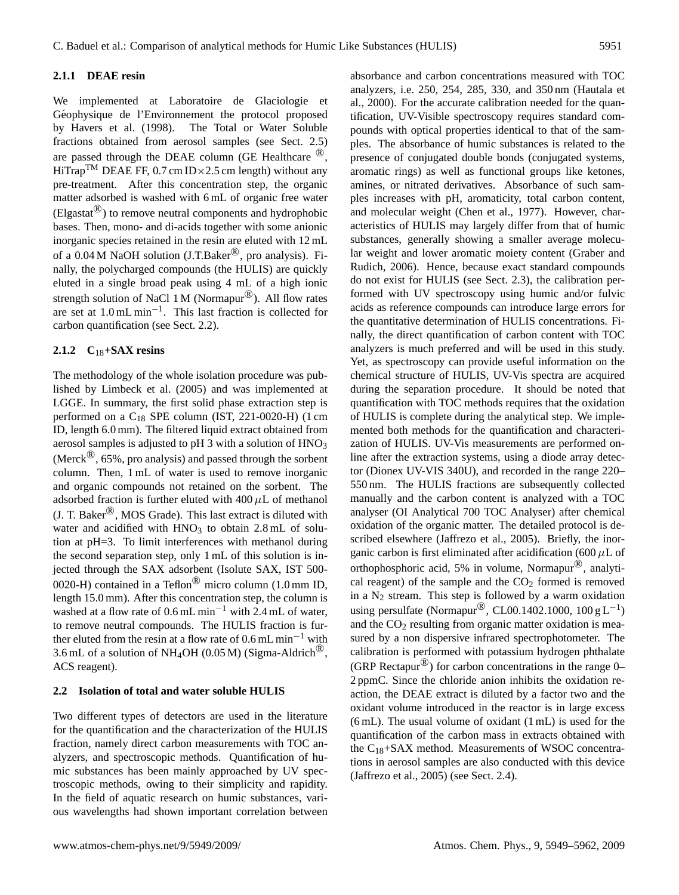#### 2.1.1 DEAE resin

We implemented at Laboratoire de Glaciologie et Géophysique de l'Environnement the protocol proposed by Havers et al. (1998). The Total or Water Soluble fractions obtained from aerosol samples (see Sect. 2.5) are passed through the DEAE column (GE Healthcare ®, HiTrap™ DEAE FF, 0.7 cm ID×2.5 cm length) without any pre-treatment. After this concentration step, the organic matter adsorbed is washed with 6 mL of organic free water (Elgastat®) to remove neutral components and hydrophobic bases. Then, mono- and di-acids together with some anionic inorganic species retained in the resin are eluted with 12 mL of a 0.04 M NaOH solution (J.T.Baker®, pro analysis). Finally, the polycharged compounds (the HULIS) are quickly eluted in a single broad peak using 4 mL of a high ionic strength solution of NaCl 1 M (Normapur®). All flow rates are set at 1.0 mL $min^{-1}$. This last fraction is collected for carbon quantification (see Sect. 2.2).

#### 2.1.2 $C_{18}$+SAX resins

The methodology of the whole isolation procedure was published by Limbeck et al. (2005) and was implemented at LGGE. In summary, the first solid phase extraction step is performed on a $C_{18}$ SPE column (IST, 221-0020-H) (1 cm ID, length 6.0 mm). The filtered liquid extract obtained from aerosol samples is adjusted to pH 3 with a solution of $HNO_3$ (Merck®, 65%, pro analysis) and passed through the sorbent column. Then, 1 mL of water is used to remove inorganic and organic compounds not retained on the sorbent. The adsorbed fraction is further eluted with 400 $\mu$L of methanol (J. T. Baker®, MOS Grade). This last extract is diluted with water and acidified with $HNO_3$ to obtain 2.8 mL of solution at pH=3. To limit interferences with methanol during the second separation step, only 1 mL of this solution is injected through the SAX adsorbent (Isolute SAX, IST 500-0020-H) contained in a Teflon® micro column (1.0 mm ID, length 15.0 mm). After this concentration step, the column is washed at a flow rate of 0.6 mL $min^{-1}$ with 2.4 mL of water, to remove neutral compounds. The HULIS fraction is further eluted from the resin at a flow rate of 0.6 mL $min^{-1}$ with 3.6 mL of a solution of $NH_4OH$ (0.05 M) (Sigma-Aldrich®, ACS reagent).

### 2.2 Isolation of total and water soluble HULIS

Two different types of detectors are used in the literature for the quantification and the characterization of the HULIS fraction, namely direct carbon measurements with TOC analyzers, and spectroscopic methods. Quantification of humic substances has been mainly approached by UV spectroscopic methods, owing to their simplicity and rapidity. In the field of aquatic research on humic substances, various wavelengths had shown important correlation between absorbance and carbon concentrations measured with TOC analyzers, i.e. 250, 254, 285, 330, and 350 nm (Hautala et al., 2000). For the accurate calibration needed for the quantification, UV-Visible spectroscopy requires standard compounds with optical properties identical to that of the samples. The absorbance of humic substances is related to the presence of conjugated double bonds (conjugated systems, aromatic rings) as well as functional groups like ketones, amines, or nitrated derivatives. Absorbance of such samples increases with pH, aromaticity, total carbon content, and molecular weight (Chen et al., 1977). However, characteristics of HULIS may largely differ from that of humic substances, generally showing a smaller average molecular weight and lower aromatic moiety content (Graber and Rudich, 2006). Hence, because exact standard compounds do not exist for HULIS (see Sect. 2.3), the calibration performed with UV spectroscopy using humic and/or fulvic acids as reference compounds can introduce large errors for the quantitative determination of HULIS concentrations. Finally, the direct quantification of carbon content with TOC analyzers is much preferred and will be used in this study. Yet, as spectroscopy can provide useful information on the chemical structure of HULIS, UV-Vis spectra are acquired during the separation procedure. It should be noted that quantification with TOC methods requires that the oxidation of HULIS is complete during the analytical step. We implemented both methods for the quantification and characterization of HULIS. UV-Vis measurements are performed online after the extraction systems, using a diode array detector (Dionex UV-VIS 340U), and recorded in the range 220–550 nm. The HULIS fractions are subsequently collected manually and the carbon content is analyzed with a TOC analyser (OI Analytical 700 TOC Analyser) after chemical oxidation of the organic matter. The detailed protocol is described elsewhere (Jaffrezo et al., 2005). Briefly, the inorganic carbon is first eliminated after acidification (600 $\mu$L of orthophosphoric acid, 5% in volume, Normapur®, analytical reagent) of the sample and the $CO_2$ formed is removed in a $N_2$ stream. This step is followed by a warm oxidation using persulfate (Normapur®, CL00.1402.1000, 100 g $L^{-1}$) and the $CO_2$ resulting from organic matter oxidation is measured by a non dispersive infrared spectrophotometer. The calibration is performed with potassium hydrogen phthalate (GRP Rectapur®) for carbon concentrations in the range 0–2 ppmC. Since the chloride anion inhibits the oxidation reaction, the DEAE extract is diluted by a factor two and the oxidant volume introduced in the reactor is in large excess (6 mL). The usual volume of oxidant (1 mL) is used for the quantification of the carbon mass in extracts obtained with the $C_{18}$+SAX method. Measurements of WSOC concentrations in aerosol samples are also conducted with this device (Jaffrezo et al., 2005) (see Sect. 2.4).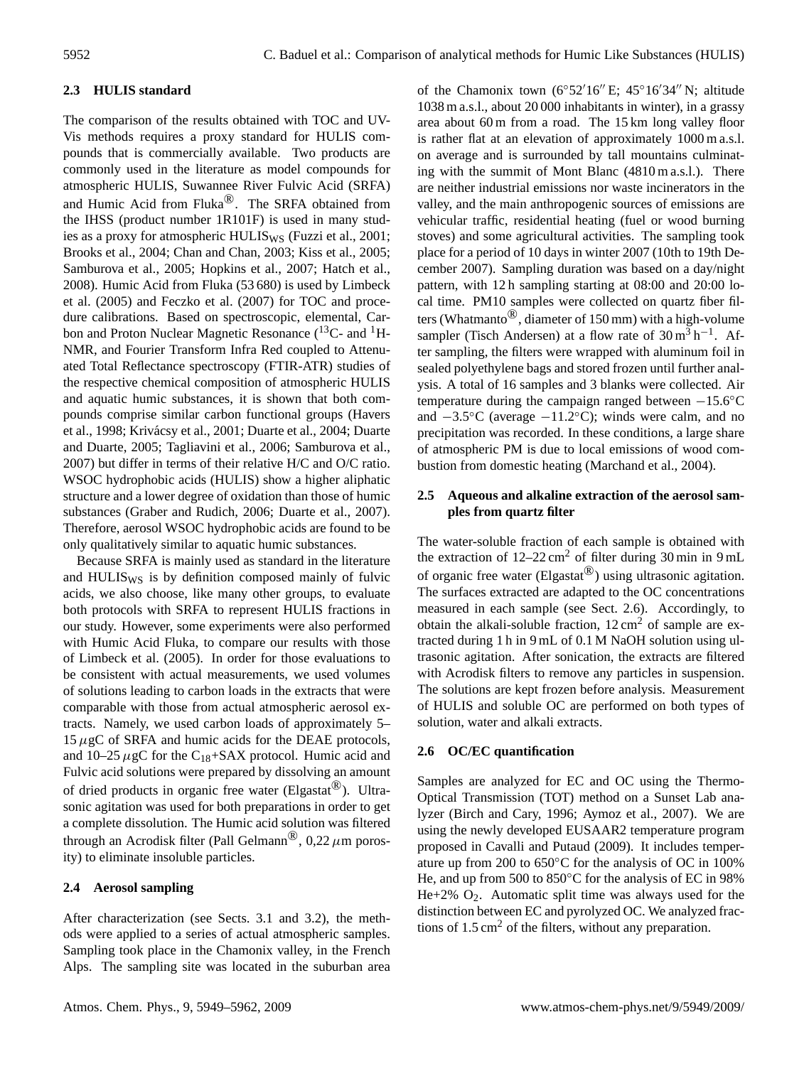### 2.3 HULIS standard

The comparison of the results obtained with TOC and UV-Vis methods requires a proxy standard for HULIS compounds that is commercially available. Two products are commonly used in the literature as model compounds for atmospheric HULIS, Suwannee River Fulvic Acid (SRFA) and Humic Acid from Fluka®. The SRFA obtained from the IHSS (product number 1R101F) is used in many studies as a proxy for atmospheric $HULIS_{WS}$ (Fuzzi et al., 2001; Brooks et al., 2004; Chan and Chan, 2003; Kiss et al., 2005; Samburova et al., 2005; Hopkins et al., 2007; Hatch et al., 2008). Humic Acid from Fluka (53 680) is used by Limbeck et al. (2005) and Feczko et al. (2007) for TOC and procedure calibrations. Based on spectroscopic, elemental, Carbon and Proton Nuclear Magnetic Resonance ($^{13}$C- and $^{1}$H-NMR, and Fourier Transform Infra Red coupled to Attenuated Total Reflectance spectroscopy (FTIR-ATR) studies of the respective chemical composition of atmospheric HULIS and aquatic humic substances, it is shown that both compounds comprise similar carbon functional groups (Havers et al., 1998; Kriválcsy et al., 2001; Duarte et al., 2004; Duarte and Duarte, 2005; Tagliavini et al., 2006; Samburova et al., 2007) but differ in terms of their relative H/C and O/C ratio. WSOC hydrophobic acids (HULIS) show a higher aliphatic structure and a lower degree of oxidation than those of humic substances (Graber and Rudich, 2006; Duarte et al., 2007). Therefore, aerosol WSOC hydrophobic acids are found to be only qualitatively similar to aquatic humic substances.

Because SRFA is mainly used as standard in the literature and $HULIS_{WS}$ is by definition composed mainly of fulvic acids, we also choose, like many other groups, to evaluate both protocols with SRFA to represent HULIS fractions in our study. However, some experiments were also performed with Humic Acid Fluka, to compare our results with those of Limbeck et al. (2005). In order for those evaluations to be consistent with actual measurements, we used volumes of solutions leading to carbon loads in the extracts that were comparable with those from actual atmospheric aerosol extracts. Namely, we used carbon loads of approximately 5–15 $\mu$gC of SRFA and humic acids for the DEAE protocols, and 10–25 $\mu$gC for the $C_{18}$+SAX protocol. Humic acid and Fulvic acid solutions were prepared by dissolving an amount of dried products in organic free water (Elgastat®). Ultrasonic agitation was used for both preparations in order to get a complete dissolution. The Humic acid solution was filtered through an Acrodisk filter (Pall Gelmann®, 0,22 $\mu$m porosity) to eliminate insoluble particles.

### 2.4 Aerosol sampling

After characterization (see Sects. 3.1 and 3.2), the methods were applied to a series of actual atmospheric samples. Sampling took place in the Chamonix valley, in the French Alps. The sampling site was located in the suburban area of the Chamonix town (6°52′16″ E; 45°16′34″ N; altitude 1038 m a.s.l., about 20 000 inhabitants in winter), in a grassy area about 60 m from a road. The 15 km long valley floor is rather flat at an elevation of approximately 1000 m a.s.l. on average and is surrounded by tall mountains culminating with the summit of Mont Blanc (4810 m a.s.l.). There are neither industrial emissions nor waste incinerators in the valley, and the main anthropogenic sources of emissions are vehicular traffic, residential heating (fuel or wood burning stoves) and some agricultural activities. The sampling took place for a period of 10 days in winter 2007 (10th to 19th December 2007). Sampling duration was based on a day/night pattern, with 12 h sampling starting at 08:00 and 20:00 local time. PM10 samples were collected on quartz fiber filters (Whatmanto®, diameter of 150 mm) with a high-volume sampler (Tisch Andersen) at a flow rate of 30 $m^3\,h^{-1}$. After sampling, the filters were wrapped with aluminum foil in sealed polyethylene bags and stored frozen until further analysis. A total of 16 samples and 3 blanks were collected. Air temperature during the campaign ranged between −15.6°C and −3.5°C (average −11.2°C); winds were calm, and no precipitation was recorded. In these conditions, a large share of atmospheric PM is due to local emissions of wood combustion from domestic heating (Marchand et al., 2004).

### 2.5 Aqueous and alkaline extraction of the aerosol samples from quartz filter

The water-soluble fraction of each sample is obtained with the extraction of 12–22 $cm^2$ of filter during 30 min in 9 mL of organic free water (Elgastat®) using ultrasonic agitation. The surfaces extracted are adapted to the OC concentrations measured in each sample (see Sect. 2.6). Accordingly, to obtain the alkali-soluble fraction, 12 $cm^2$ of sample are extracted during 1 h in 9 mL of 0.1 M NaOH solution using ultrasonic agitation. After sonication, the extracts are filtered with Acrodisk filters to remove any particles in suspension. The solutions are kept frozen before analysis. Measurement of HULIS and soluble OC are performed on both types of solution, water and alkali extracts.

### 2.6 OC/EC quantification

Samples are analyzed for EC and OC using the Thermo-Optical Transmission (TOT) method on a Sunset Lab analyzer (Birch and Cary, 1996; Aymoz et al., 2007). We are using the newly developed EUSAAR2 temperature program proposed in Cavalli and Putaud (2009). It includes temperature up from 200 to 650°C for the analysis of OC in 100% He, and up from 500 to 850°C for the analysis of EC in 98% He+2% $O_2$. Automatic split time was always used for the distinction between EC and pyrolyzed OC. We analyzed fractions of 1.5 $cm^2$ of the filters, without any preparation.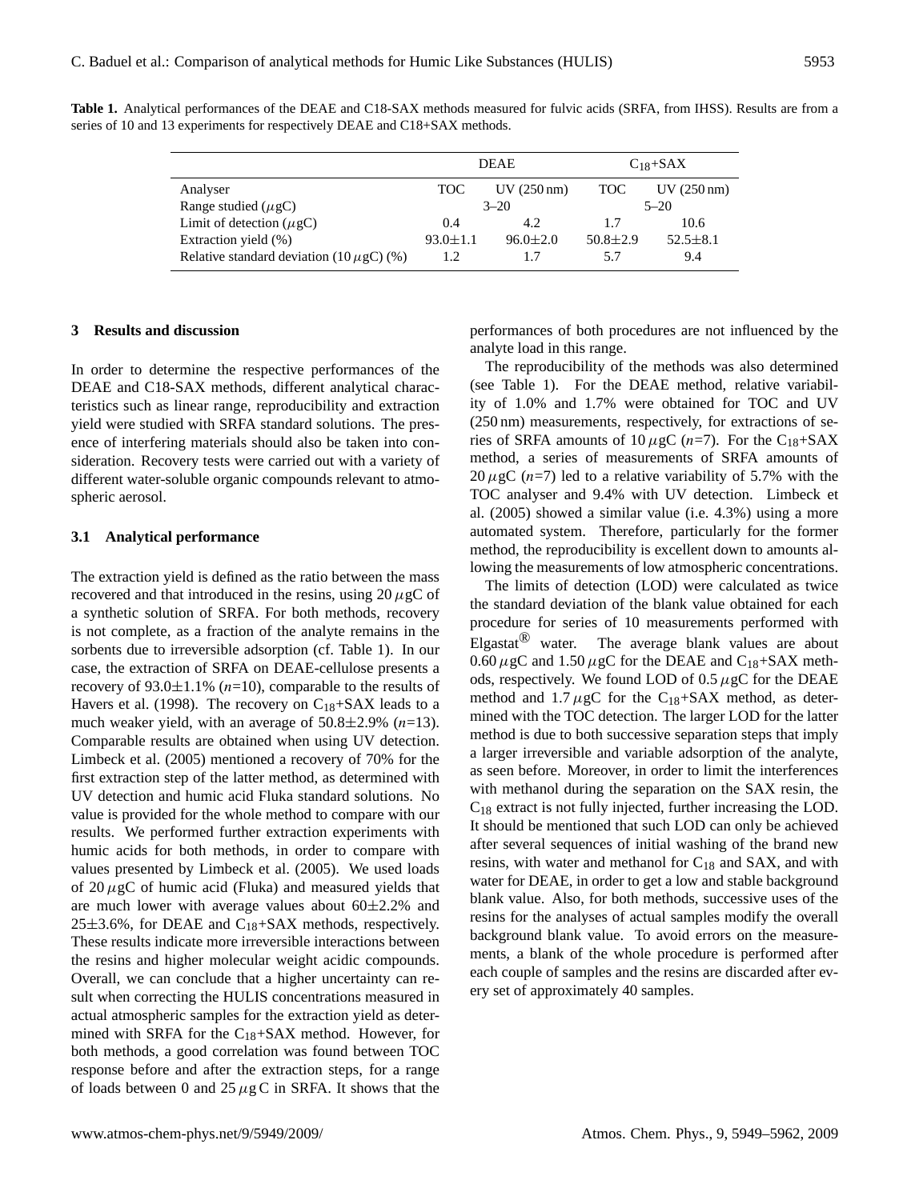**Table 1.** Analytical performances of the DEAE and C18-SAX methods measured for fulvic acids (SRFA, from IHSS). Results are from a series of 10 and 13 experiments for respectively DEAE and C18+SAX methods.

| | DEAE | | $C_{18}$+SAX | |
|---|---|---|---|---|
| Analyser | TOC | UV (250 nm) | TOC | UV (250 nm) |
| Range studied ($\mu$gC) | 3–20 | | 5–20 | |
| Limit of detection ($\mu$gC) | 0.4 | 4.2 | 1.7 | 10.6 |
| Extraction yield (%) | 93.0±1.1 | 96.0±2.0 | 50.8±2.9 | 52.5±8.1 |
| Relative standard deviation (10 $\mu$gC) (%) | 1.2 | 1.7 | 5.7 | 9.4 |

## 3 Results and discussion

In order to determine the respective performances of the DEAE and C18-SAX methods, different analytical characteristics such as linear range, reproducibility and extraction yield were studied with SRFA standard solutions. The presence of interfering materials should also be taken into consideration. Recovery tests were carried out with a variety of different water-soluble organic compounds relevant to atmospheric aerosol.

### 3.1 Analytical performance

The extraction yield is defined as the ratio between the mass recovered and that introduced in the resins, using 20 $\mu$gC of a synthetic solution of SRFA. For both methods, recovery is not complete, as a fraction of the analyte remains in the sorbents due to irreversible adsorption (cf. Table 1). In our case, the extraction of SRFA on DEAE-cellulose presents a recovery of 93.0±1.1% ($n$=10), comparable to the results of Havers et al. (1998). The recovery on $C_{18}$+SAX leads to a much weaker yield, with an average of 50.8±2.9% ($n$=13). Comparable results are obtained when using UV detection. Limbeck et al. (2005) mentioned a recovery of 70% for the first extraction step of the latter method, as determined with UV detection and humic acid Fluka standard solutions. No value is provided for the whole method to compare with our results. We performed further extraction experiments with humic acids for both methods, in order to compare with values presented by Limbeck et al. (2005). We used loads of 20 $\mu$gC of humic acid (Fluka) and measured yields that are much lower with average values about 60±2.2% and 25±3.6%, for DEAE and $C_{18}$+SAX methods, respectively. These results indicate more irreversible interactions between the resins and higher molecular weight acidic compounds. Overall, we can conclude that a higher uncertainty can result when correcting the HULIS concentrations measured in actual atmospheric samples for the extraction yield as determined with SRFA for the $C_{18}$+SAX method. However, for both methods, a good correlation was found between TOC response before and after the extraction steps, for a range of loads between 0 and 25 $\mu$g C in SRFA. It shows that the performances of both procedures are not influenced by the analyte load in this range.

The reproducibility of the methods was also determined (see Table 1). For the DEAE method, relative variability of 1.0% and 1.7% were obtained for TOC and UV (250 nm) measurements, respectively, for extractions of series of SRFA amounts of 10 $\mu$gC ($n$=7). For the $C_{18}$+SAX method, a series of measurements of SRFA amounts of 20 $\mu$gC ($n$=7) led to a relative variability of 5.7% with the TOC analyser and 9.4% with UV detection. Limbeck et al. (2005) showed a similar value (i.e. 4.3%) using a more automated system. Therefore, particularly for the former method, the reproducibility is excellent down to amounts allowing the measurements of low atmospheric concentrations.

The limits of detection (LOD) were calculated as twice the standard deviation of the blank value obtained for each procedure for series of 10 measurements performed with Elgastat® water. The average blank values are about 0.60 $\mu$gC and 1.50 $\mu$gC for the DEAE and $C_{18}$+SAX methods, respectively. We found LOD of 0.5 $\mu$gC for the DEAE method and 1.7 $\mu$gC for the $C_{18}$+SAX method, as determined with the TOC detection. The larger LOD for the latter method is due to both successive separation steps that imply a larger irreversible and variable adsorption of the analyte, as seen before. Moreover, in order to limit the interferences with methanol during the separation on the SAX resin, the $C_{18}$ extract is not fully injected, further increasing the LOD. It should be mentioned that such LOD can only be achieved after several sequences of initial washing of the brand new resins, with water and methanol for $C_{18}$ and SAX, and with water for DEAE, in order to get a low and stable background blank value. Also, for both methods, successive uses of the resins for the analyses of actual samples modify the overall background blank value. To avoid errors on the measurements, a blank of the whole procedure is performed after each couple of samples and the resins are discarded after every set of approximately 40 samples.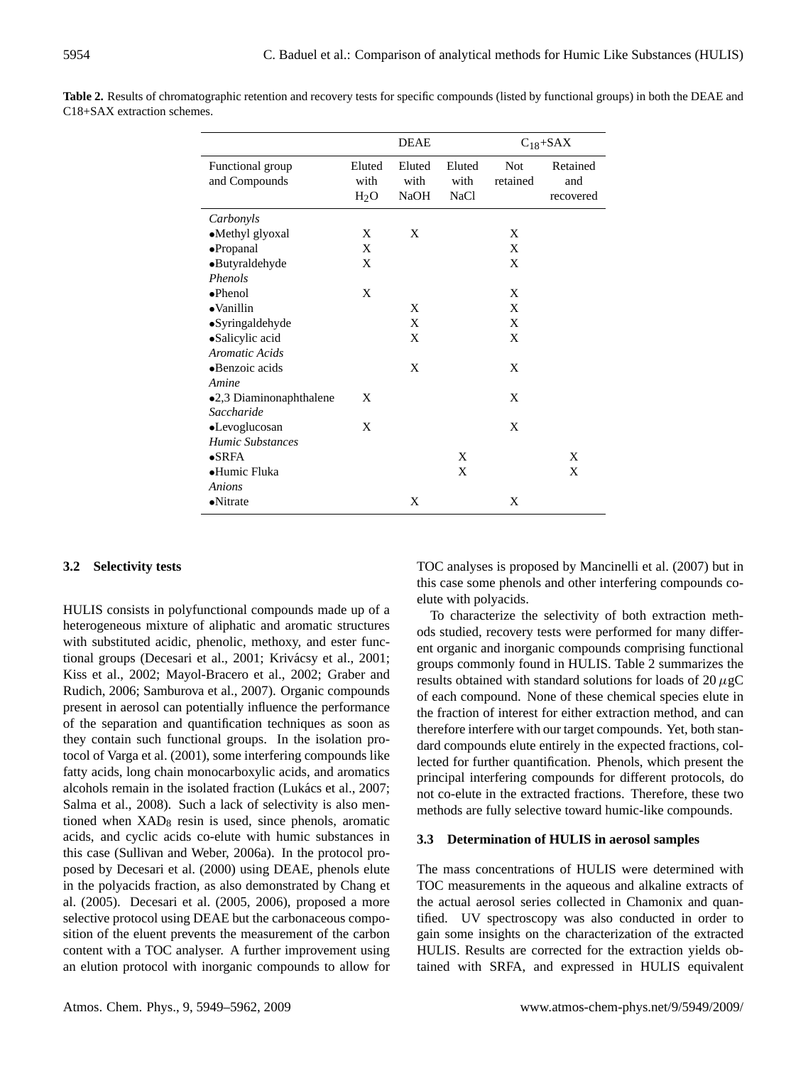**Table 2.** Results of chromatographic retention and recovery tests for specific compounds (listed by functional groups) in both the DEAE and C18+SAX extraction schemes.

| | DEAE | | | $C_{18}$+SAX | |
|---|---|---|---|---|---|
| Functional group and Compounds | Eluted with $H_2O$ | Eluted with NaOH | Eluted with NaCl | Not retained | Retained and recovered |
| *Carbonyls* | | | | | |
| •Methyl glyoxal | X | X | | X | |
| •Propanal | X | | | X | |
| •Butyraldehyde | X | | | X | |
| *Phenols* | | | | | |
| •Phenol | X | | | X | |
| •Vanillin | | X | | X | |
| •Syringaldehyde | | X | | X | |
| •Salicylic acid | | X | | X | |
| *Aromatic Acids* | | | | | |
| •Benzoic acids | | X | | X | |
| *Amine* | | | | | |
| •2,3 Diaminonaphthalene | X | | | X | |
| *Saccharide* | | | | | |
| •Levoglucosan | X | | | X | |
| *Humic Substances* | | | | | |
| •SRFA | | | X | | X |
| •Humic Fluka | | | X | | X |
| *Anions* | | | | | |
| •Nitrate | | X | | X | |

### 3.2 Selectivity tests

HULIS consists in polyfunctional compounds made up of a heterogeneous mixture of aliphatic and aromatic structures with substituted acidic, phenolic, methoxy, and ester functional groups (Decesari et al., 2001; Krivácsy et al., 2001; Kiss et al., 2002; Mayol-Bracero et al., 2002; Graber and Rudich, 2006; Samburova et al., 2007). Organic compounds present in aerosol can potentially influence the performance of the separation and quantification techniques as soon as they contain such functional groups. In the isolation protocol of Varga et al. (2001), some interfering compounds like fatty acids, long chain monocarboxylic acids, and aromatics alcohols remain in the isolated fraction (Lukács et al., 2007; Salma et al., 2008). Such a lack of selectivity is also mentioned when $XAD_8$ resin is used, since phenols, aromatic acids, and cyclic acids co-elute with humic substances in this case (Sullivan and Weber, 2006a). In the protocol proposed by Decesari et al. (2000) using DEAE, phenols elute in the polyacids fraction, as also demonstrated by Chang et al. (2005). Decesari et al. (2005, 2006), proposed a more selective protocol using DEAE but the carbonaceous composition of the eluent prevents the measurement of the carbon content with a TOC analyser. A further improvement using an elution protocol with inorganic compounds to allow for TOC analyses is proposed by Mancinelli et al. (2007) but in this case some phenols and other interfering compounds co-elute with polyacids.

To characterize the selectivity of both extraction methods studied, recovery tests were performed for many different organic and inorganic compounds comprising functional groups commonly found in HULIS. Table 2 summarizes the results obtained with standard solutions for loads of 20 $\mu$gC of each compound. None of these chemical species elute in the fraction of interest for either extraction method, and can therefore interfere with our target compounds. Yet, both standard compounds elute entirely in the expected fractions, collected for further quantification. Phenols, which present the principal interfering compounds for different protocols, do not co-elute in the extracted fractions. Therefore, these two methods are fully selective toward humic-like compounds.

### 3.3 Determination of HULIS in aerosol samples

The mass concentrations of HULIS were determined with TOC measurements in the aqueous and alkaline extracts of the actual aerosol series collected in Chamonix and quantified. UV spectroscopy was also conducted in order to gain some insights on the characterization of the extracted HULIS. Results are corrected for the extraction yields obtained with SRFA, and expressed in HULIS equivalent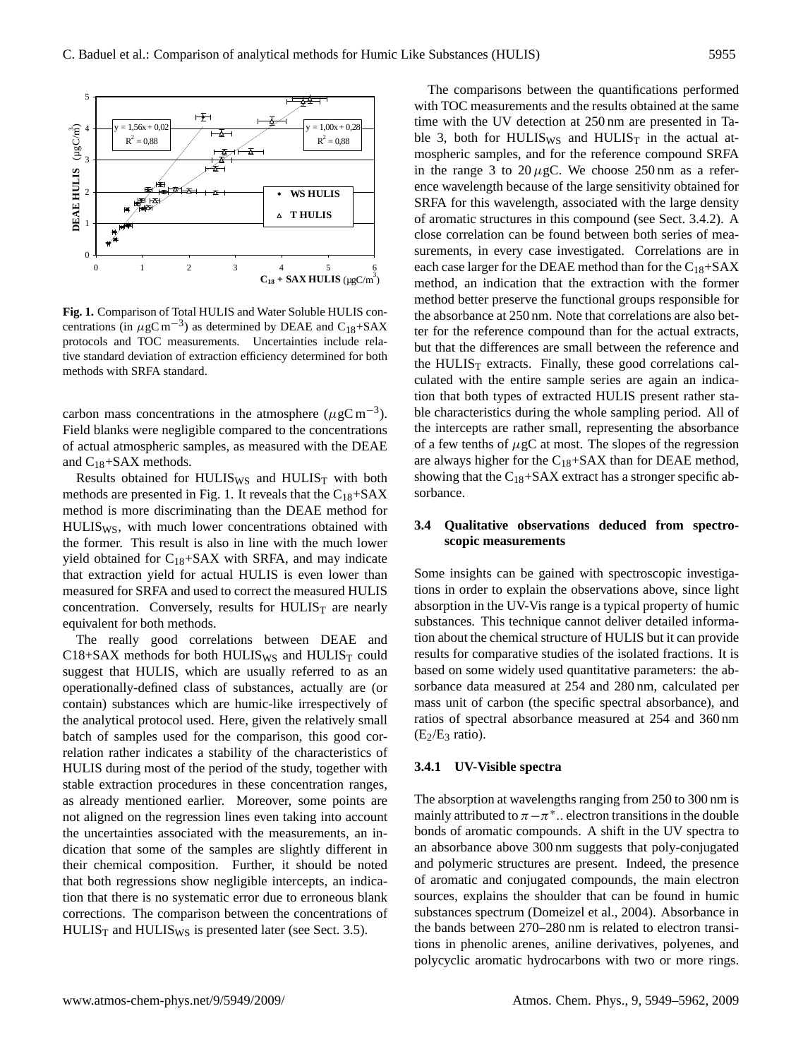**Fig. 1.** Comparison of Total HULIS and Water Soluble HULIS concentrations (in $\mu gC\,m^{-3}$) as determined by DEAE and $C_{18}$+SAX protocols and TOC measurements. Uncertainties include relative standard deviation of extraction efficiency determined for both methods with SRFA standard.

carbon mass concentrations in the atmosphere ($\mu gC\,m^{-3}$). Field blanks were negligible compared to the concentrations of actual atmospheric samples, as measured with the DEAE and $C_{18}$+SAX methods.

Results obtained for $HULIS_{WS}$ and $HULIS_T$ with both methods are presented in Fig. 1. It reveals that the $C_{18}$+SAX method is more discriminating than the DEAE method for $HULIS_{WS}$, with much lower concentrations obtained with the former. This result is also in line with the much lower yield obtained for $C_{18}$+SAX with SRFA, and may indicate that extraction yield for actual HULIS is even lower than measured for SRFA and used to correct the measured HULIS concentration. Conversely, results for $HULIS_T$ are nearly equivalent for both methods.

The really good correlations between DEAE and C18+SAX methods for both $HULIS_{WS}$ and $HULIS_T$ could suggest that HULIS, which are usually referred to as an operationally-defined class of substances, actually are (or contain) substances which are humic-like irrespectively of the analytical protocol used. Here, given the relatively small batch of samples used for the comparison, this good correlation rather indicates a stability of the characteristics of HULIS during most of the period of the study, together with stable extraction procedures in these concentration ranges, as already mentioned earlier. Moreover, some points are not aligned on the regression lines even taking into account the uncertainties associated with the measurements, an indication that some of the samples are slightly different in their chemical composition. Further, it should be noted that both regressions show negligible intercepts, an indication that there is no systematic error due to erroneous blank corrections. The comparison between the concentrations of $HULIS_T$ and $HULIS_{WS}$ is presented later (see Sect. 3.5).

The comparisons between the quantifications performed with TOC measurements and the results obtained at the same time with the UV detection at 250 nm are presented in Table 3, both for $HULIS_{WS}$ and $HULIS_T$ in the actual atmospheric samples, and for the reference compound SRFA in the range 3 to 20 $\mu$gC. We choose 250 nm as a reference wavelength because of the large sensitivity obtained for SRFA for this wavelength, associated with the large density of aromatic structures in this compound (see Sect. 3.4.2). A close correlation can be found between both series of measurements, in every case investigated. Correlations are in each case larger for the DEAE method than for the $C_{18}$+SAX method, an indication that the extraction with the former method better preserve the functional groups responsible for the absorbance at 250 nm. Note that correlations are also better for the reference compound than for the actual extracts, but that the differences are small between the reference and the $HULIS_T$ extracts. Finally, these good correlations calculated with the entire sample series are again an indication that both types of extracted HULIS present rather stable characteristics during the whole sampling period. All of the intercepts are rather small, representing the absorbance of a few tenths of $\mu$gC at most. The slopes of the regression are always higher for the $C_{18}$+SAX than for DEAE method, showing that the $C_{18}$+SAX extract has a stronger specific absorbance.

### 3.4 Qualitative observations deduced from spectroscopic measurements

Some insights can be gained with spectroscopic investigations in order to explain the observations above, since light absorption in the UV-Vis range is a typical property of humic substances. This technique cannot deliver detailed information about the chemical structure of HULIS but it can provide results for comparative studies of the isolated fractions. It is based on some widely used quantitative parameters: the absorbance data measured at 254 and 280 nm, calculated per mass unit of carbon (the specific spectral absorbance), and ratios of spectral absorbance measured at 254 and 360 nm ($E_2/E_3$ ratio).

#### 3.4.1 UV-Visible spectra

The absorption at wavelengths ranging from 250 to 300 nm is mainly attributed to $\pi-\pi^*$.. electron transitions in the double bonds of aromatic compounds. A shift in the UV spectra to an absorbance above 300 nm suggests that poly-conjugated and polymeric structures are present. Indeed, the presence of aromatic and conjugated compounds, the main electron sources, explains the shoulder that can be found in humic substances spectrum (Domeizel et al., 2004). Absorbance in the bands between 270–280 nm is related to electron transitions in phenolic arenes, aniline derivatives, polyenes, and polycyclic aromatic hydrocarbons with two or more rings.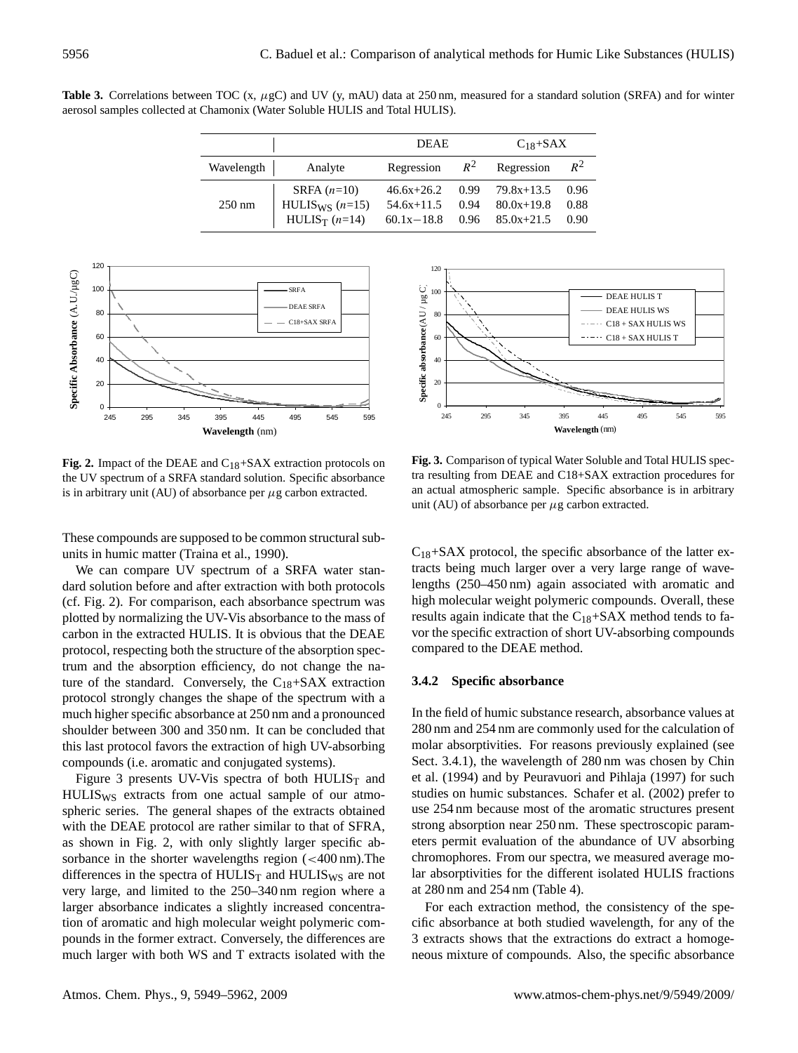**Table 3.** Correlations between TOC (x, $\mu$gC) and UV (y, mAU) data at 250 nm, measured for a standard solution (SRFA) and for winter aerosol samples collected at Chamonix (Water Soluble HULIS and Total HULIS).

| | | DEAE | | $C_{18}$+SAX | |
|---|---|---|---|---|---|
| Wavelength | Analyte | Regression | $R^2$ | Regression | $R^2$ |
| 250 nm | SRFA ($n$=10) | 46.6x+26.2 | 0.99 | 79.8x+13.5 | 0.96 |
| | $HULIS_{WS}$ ($n$=15) | 54.6x+11.5 | 0.94 | 80.0x+19.8 | 0.88 |
| | $HULIS_T$ ($n$=14) | 60.1x−18.8 | 0.96 | 85.0x+21.5 | 0.90 |

**Fig. 2.** Impact of the DEAE and $C_{18}$+SAX extraction protocols on the UV spectrum of a SRFA standard solution. Specific absorbance is in arbitrary unit (AU) of absorbance per $\mu$g carbon extracted.

**Fig. 3.** Comparison of typical Water Soluble and Total HULIS spectra resulting from DEAE and C18+SAX extraction procedures for an actual atmospheric sample. Specific absorbance is in arbitrary unit (AU) of absorbance per $\mu$g carbon extracted.

These compounds are supposed to be common structural subunits in humic matter (Traina et al., 1990).

We can compare UV spectrum of a SRFA water standard solution before and after extraction with both protocols (cf. Fig. 2). For comparison, each absorbance spectrum was plotted by normalizing the UV-Vis absorbance to the mass of carbon in the extracted HULIS. It is obvious that the DEAE protocol, respecting both the structure of the absorption spectrum and the absorption efficiency, do not change the nature of the standard. Conversely, the $C_{18}$+SAX extraction protocol strongly changes the shape of the spectrum with a much higher specific absorbance at 250 nm and a pronounced shoulder between 300 and 350 nm. It can be concluded that this last protocol favors the extraction of high UV-absorbing compounds (i.e. aromatic and conjugated systems).

Figure 3 presents UV-Vis spectra of both $HULIS_T$ and $HULIS_{WS}$ extracts from one actual sample of our atmospheric series. The general shapes of the extracts obtained with the DEAE protocol are rather similar to that of SFRA, as shown in Fig. 2, with only slightly larger specific absorbance in the shorter wavelengths region (<400 nm).The differences in the spectra of $HULIS_T$ and $HULIS_{WS}$ are not very large, and limited to the 250–340 nm region where a larger absorbance indicates a slightly increased concentration of aromatic and high molecular weight polymeric compounds in the former extract. Conversely, the differences are much larger with both WS and T extracts isolated with the $C_{18}$+SAX protocol, the specific absorbance of the latter extracts being much larger over a very large range of wavelengths (250–450 nm) again associated with aromatic and high molecular weight polymeric compounds. Overall, these results again indicate that the $C_{18}$+SAX method tends to favor the specific extraction of short UV-absorbing compounds compared to the DEAE method.

#### 3.4.2 Specific absorbance

In the field of humic substance research, absorbance values at 280 nm and 254 nm are commonly used for the calculation of molar absorptivities. For reasons previously explained (see Sect. 3.4.1), the wavelength of 280 nm was chosen by Chin et al. (1994) and by Peuravuori and Pihlaja (1997) for such studies on humic substances. Schafer et al. (2002) prefer to use 254 nm because most of the aromatic structures present strong absorption near 250 nm. These spectroscopic parameters permit evaluation of the abundance of UV absorbing chromophores. From our spectra, we measured average molar absorptivities for the different isolated HULIS fractions at 280 nm and 254 nm (Table 4).

For each extraction method, the consistency of the specific absorbance at both studied wavelength, for any of the 3 extracts shows that the extractions do extract a homogeneous mixture of compounds. Also, the specific absorbance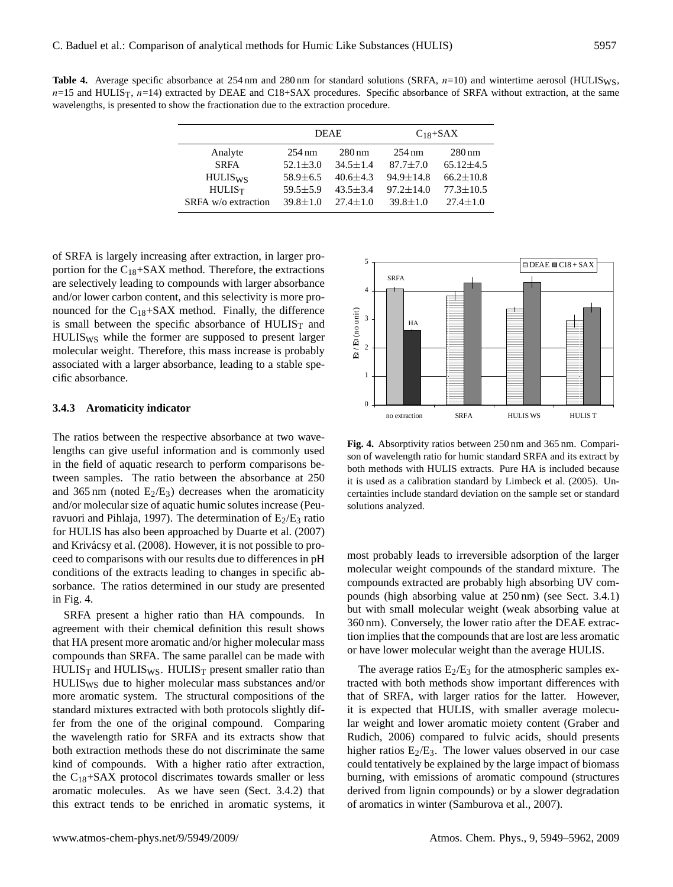**Table 4.** Average specific absorbance at 254 nm and 280 nm for standard solutions (SRFA, $n$=10) and wintertime aerosol ($HULIS_{WS}$, $n$=15 and $HULIS_T$, $n$=14) extracted by DEAE and C18+SAX procedures. Specific absorbance of SRFA without extraction, at the same wavelengths, is presented to show the fractionation due to the extraction procedure.

| | DEAE | | $C_{18}$+SAX | |
|---|---|---|---|---|
| Analyte | 254 nm | 280 nm | 254 nm | 280 nm |
| SRFA | 52.1±3.0 | 34.5±1.4 | 87.7±7.0 | 65.12±4.5 |
| $HULIS_{WS}$ | 58.9±6.5 | 40.6±4.3 | 94.9±14.8 | 66.2±10.8 |
| $HULIS_T$ | 59.5±5.9 | 43.5±3.4 | 97.2±14.0 | 77.3±10.5 |
| SRFA w/o extraction | 39.8±1.0 | 27.4±1.0 | 39.8±1.0 | 27.4±1.0 |

of SRFA is largely increasing after extraction, in larger proportion for the $C_{18}$+SAX method. Therefore, the extractions are selectively leading to compounds with larger absorbance and/or lower carbon content, and this selectivity is more pronounced for the $C_{18}$+SAX method. Finally, the difference is small between the specific absorbance of $HULIS_T$ and $HULIS_{WS}$ while the former are supposed to present larger molecular weight. Therefore, this mass increase is probably associated with a larger absorbance, leading to a stable specific absorbance.

### 3.4.3 Aromaticity indicator

The ratios between the respective absorbance at two wavelengths can give useful information and is commonly used in the field of aquatic research to perform comparisons between samples. The ratio between the absorbance at 250 and 365 nm (noted $E_2/E_3$) decreases when the aromaticity and/or molecular size of aquatic humic solutes increase (Peuravuori and Pihlaja, 1997). The determination of $E_2/E_3$ ratio for HULIS has also been approached by Duarte et al. (2007) and Krivácsy et al. (2008). However, it is not possible to proceed to comparisons with our results due to differences in pH conditions of the extracts leading to changes in specific absorbance. The ratios determined in our study are presented in Fig. 4.

SRFA present a higher ratio than HA compounds. In agreement with their chemical definition this result shows that HA present more aromatic and/or higher molecular mass compounds than SRFA. The same parallel can be made with $HULIS_T$ and $HULIS_{WS}$. $HULIS_T$ present smaller ratio than $HULIS_{WS}$ due to higher molecular mass substances and/or more aromatic system. The structural compositions of the standard mixtures extracted with both protocols slightly differ from the one of the original compound. Comparing the wavelength ratio for SRFA and its extracts show that both extraction methods these do not discriminate the same kind of compounds. With a higher ratio after extraction, the $C_{18}$+SAX protocol discrimates towards smaller or less aromatic molecules. As we have seen (Sect. 3.4.2) that this extract tends to be enriched in aromatic systems, it most probably leads to irreversible adsorption of the larger molecular weight compounds of the standard mixture. The compounds extracted are probably high absorbing UV compounds (high absorbing value at 250 nm) (see Sect. 3.4.1) but with small molecular weight (weak absorbing value at 360 nm). Conversely, the lower ratio after the DEAE extraction implies that the compounds that are lost are less aromatic or have lower molecular weight than the average HULIS.

**Fig. 4.** Absorptivity ratios between 250 nm and 365 nm. Comparison of wavelength ratio for humic standard SRFA and its extract by both methods with HULIS extracts. Pure HA is included because it is used as a calibration standard by Limbeck et al. (2005). Uncertainties include standard deviation on the sample set or standard solutions analyzed.

The average ratios $E_2/E_3$ for the atmospheric samples extracted with both methods show important differences with that of SRFA, with larger ratios for the latter. However, it is expected that HULIS, with smaller average molecular weight and lower aromatic moiety content (Graber and Rudich, 2006) compared to fulvic acids, should presents higher ratios $E_2/E_3$. The lower values observed in our case could tentatively be explained by the large impact of biomass burning, with emissions of aromatic compound (structures derived from lignin compounds) or by a slower degradation of aromatics in winter (Samburova et al., 2007).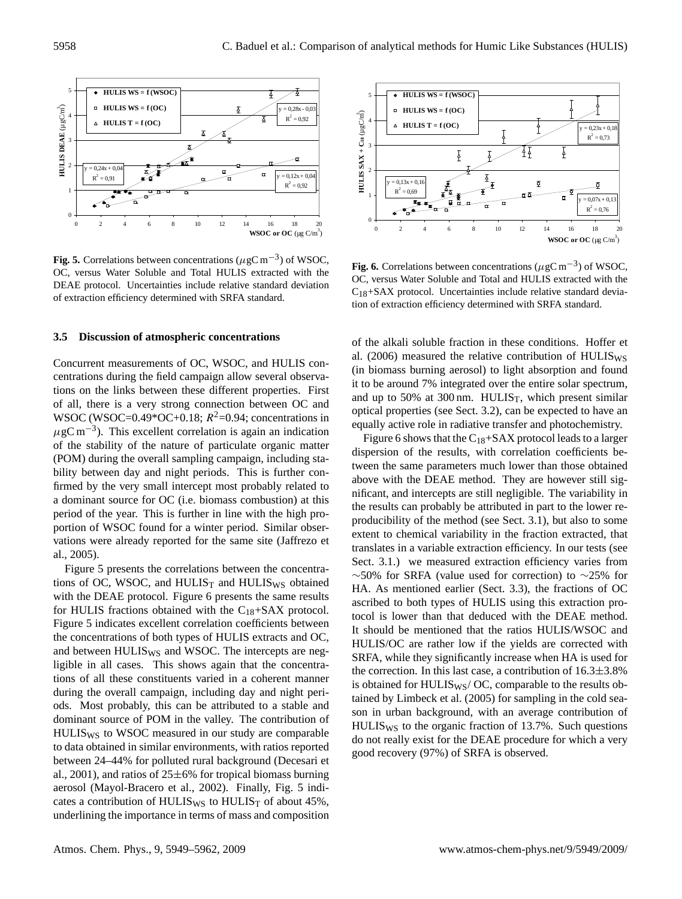**Fig. 5.** Correlations between concentrations ($\mu$gC m$^{-3}$) of WSOC, OC, versus Water Soluble and Total HULIS extracted with the DEAE protocol. Uncertainties include relative standard deviation of extraction efficiency determined with SRFA standard.

**Fig. 6.** Correlations between concentrations ($\mu$gC m$^{-3}$) of WSOC, OC, versus Water Soluble and Total and HULIS extracted with the $C_{18}$+SAX protocol. Uncertainties include relative standard deviation of extraction efficiency determined with SRFA standard.

### 3.5 Discussion of atmospheric concentrations

Concurrent measurements of OC, WSOC, and HULIS concentrations during the field campaign allow several observations on the links between these different properties. First of all, there is a very strong connection between OC and WSOC (WSOC=0.49*OC+0.18; $R^2$=0.94; concentrations in $\mu$gC m$^{-3}$). This excellent correlation is again an indication of the stability of the nature of particulate organic matter (POM) during the overall sampling campaign, including stability between day and night periods. This is further confirmed by the very small intercept most probably related to a dominant source for OC (i.e. biomass combustion) at this period of the year. This is further in line with the high proportion of WSOC found for a winter period. Similar observations were already reported for the same site (Jaffrezo et al., 2005).

Figure 5 presents the correlations between the concentrations of OC, WSOC, and $HULIS_T$ and $HULIS_{WS}$ obtained with the DEAE protocol. Figure 6 presents the same results for HULIS fractions obtained with the $C_{18}$+SAX protocol. Figure 5 indicates excellent correlation coefficients between the concentrations of both types of HULIS extracts and OC, and between $HULIS_{WS}$ and WSOC. The intercepts are negligible in all cases. This shows again that the concentrations of all these constituents varied in a coherent manner during the overall campaign, including day and night periods. Most probably, this can be attributed to a stable and dominant source of POM in the valley. The contribution of $HULIS_{WS}$ to WSOC measured in our study are comparable to data obtained in similar environments, with ratios reported between 24–44% for polluted rural background (Decesari et al., 2001), and ratios of 25±6% for tropical biomass burning aerosol (Mayol-Bracero et al., 2002). Finally, Fig. 5 indicates a contribution of $HULIS_{WS}$ to $HULIS_T$ of about 45%, underlining the importance in terms of mass and composition of the alkali soluble fraction in these conditions. Hoffer et al. (2006) measured the relative contribution of $HULIS_{WS}$ (in biomass burning aerosol) to light absorption and found it to be around 7% integrated over the entire solar spectrum, and up to 50% at 300 nm. $HULIS_T$, which present similar optical properties (see Sect. 3.2), can be expected to have an equally active role in radiative transfer and photochemistry.

Figure 6 shows that the $C_{18}$+SAX protocol leads to a larger dispersion of the results, with correlation coefficients between the same parameters much lower than those obtained above with the DEAE method. They are however still significant, and intercepts are still negligible. The variability in the results can probably be attributed in part to the lower reproducibility of the method (see Sect. 3.1), but also to some extent to chemical variability in the fraction extracted, that translates in a variable extraction efficiency. In our tests (see Sect. 3.1.) we measured extraction efficiency varies from ~50% for SRFA (value used for correction) to ~25% for HA. As mentioned earlier (Sect. 3.3), the fractions of OC ascribed to both types of HULIS using this extraction protocol is lower than that deduced with the DEAE method. It should be mentioned that the ratios HULIS/WSOC and HULIS/OC are rather low if the yields are corrected with SRFA, while they significantly increase when HA is used for the correction. In this last case, a contribution of 16.3±3.8% is obtained for $HULIS_{WS}$/ OC, comparable to the results obtained by Limbeck et al. (2005) for sampling in the cold season in urban background, with an average contribution of $HULIS_{WS}$ to the organic fraction of 13.7%. Such questions do not really exist for the DEAE procedure for which a very good recovery (97%) of SRFA is observed.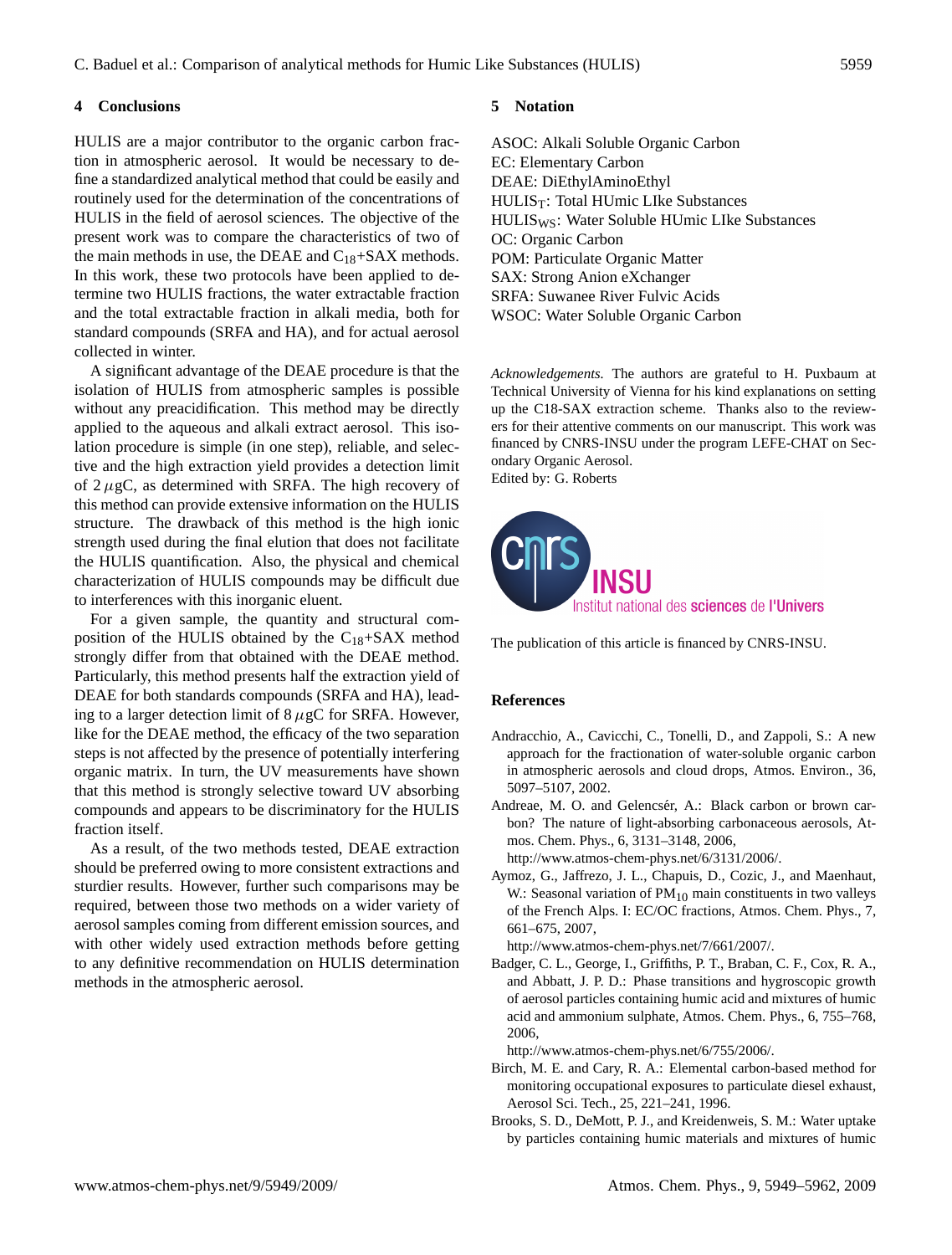## 4 Conclusions

HULIS are a major contributor to the organic carbon fraction in atmospheric aerosol. It would be necessary to define a standardized analytical method that could be easily and routinely used for the determination of the concentrations of HULIS in the field of aerosol sciences. The objective of the present work was to compare the characteristics of two of the main methods in use, the DEAE and $C_{18}$+SAX methods. In this work, these two protocols have been applied to determine two HULIS fractions, the water extractable fraction and the total extractable fraction in alkali media, both for standard compounds (SRFA and HA), and for actual aerosol collected in winter.

A significant advantage of the DEAE procedure is that the isolation of HULIS from atmospheric samples is possible without any preacidification. This method may be directly applied to the aqueous and alkali extract aerosol. This isolation procedure is simple (in one step), reliable, and selective and the high extraction yield provides a detection limit of 2 $\mu$gC, as determined with SRFA. The high recovery of this method can provide extensive information on the HULIS structure. The drawback of this method is the high ionic strength used during the final elution that does not facilitate the HULIS quantification. Also, the physical and chemical characterization of HULIS compounds may be difficult due to interferences with this inorganic eluent.

For a given sample, the quantity and structural composition of the HULIS obtained by the $C_{18}$+SAX method strongly differ from that obtained with the DEAE method. Particularly, this method presents half the extraction yield of DEAE for both standards compounds (SRFA and HA), leading to a larger detection limit of 8 $\mu$gC for SRFA. However, like for the DEAE method, the efficacy of the two separation steps is not affected by the presence of potentially interfering organic matrix. In turn, the UV measurements have shown that this method is strongly selective toward UV absorbing compounds and appears to be discriminatory for the HULIS fraction itself.

As a result, of the two methods tested, DEAE extraction should be preferred owing to more consistent extractions and sturdier results. However, further such comparisons may be required, between those two methods on a wider variety of aerosol samples coming from different emission sources, and with other widely used extraction methods before getting to any definitive recommendation on HULIS determination methods in the atmospheric aerosol.

## 5 Notation

ASOC: Alkali Soluble Organic Carbon
EC: Elementary Carbon
DEAE: DiEthylAminoEthyl
$HULIS_T$: Total HUmic LIke Substances
$HULIS_{WS}$: Water Soluble HUmic LIke Substances
OC: Organic Carbon
POM: Particulate Organic Matter
SAX: Strong Anion eXchanger
SRFA: Suwanee River Fulvic Acids
WSOC: Water Soluble Organic Carbon

*Acknowledgements.* The authors are grateful to H. Puxbaum at Technical University of Vienna for his kind explanations on setting up the C18-SAX extraction scheme. Thanks also to the reviewers for their attentive comments on our manuscript. This work was financed by CNRS-INSU under the program LEFE-CHAT on Secondary Organic Aerosol.
Edited by: G. Roberts

The publication of this article is financed by CNRS-INSU.

## References

Andracchio, A., Cavicchi, C., Tonelli, D., and Zappoli, S.: A new approach for the fractionation of water-soluble organic carbon in atmospheric aerosols and cloud drops, Atmos. Environ., 36, 5097–5107, 2002.

Andreae, M. O. and Gelencsér, A.: Black carbon or brown carbon? The nature of light-absorbing carbonaceous aerosols, Atmos. Chem. Phys., 6, 3131–3148, 2006, http://www.atmos-chem-phys.net/6/3131/2006/.

Aymoz, G., Jaffrezo, J. L., Chapuis, D., Cozic, J., and Maenhaut, W.: Seasonal variation of $PM_{10}$ main constituents in two valleys of the French Alps. I: EC/OC fractions, Atmos. Chem. Phys., 7, 661–675, 2007, http://www.atmos-chem-phys.net/7/661/2007/.

Badger, C. L., George, I., Griffiths, P. T., Braban, C. F., Cox, R. A., and Abbatt, J. P. D.: Phase transitions and hygroscopic growth of aerosol particles containing humic acid and mixtures of humic acid and ammonium sulphate, Atmos. Chem. Phys., 6, 755–768, 2006, http://www.atmos-chem-phys.net/6/755/2006/.

Birch, M. E. and Cary, R. A.: Elemental carbon-based method for monitoring occupational exposures to particulate diesel exhaust, Aerosol Sci. Tech., 25, 221–241, 1996.

Brooks, S. D., DeMott, P. J., and Kreidenweis, S. M.: Water uptake by particles containing humic materials and mixtures of humic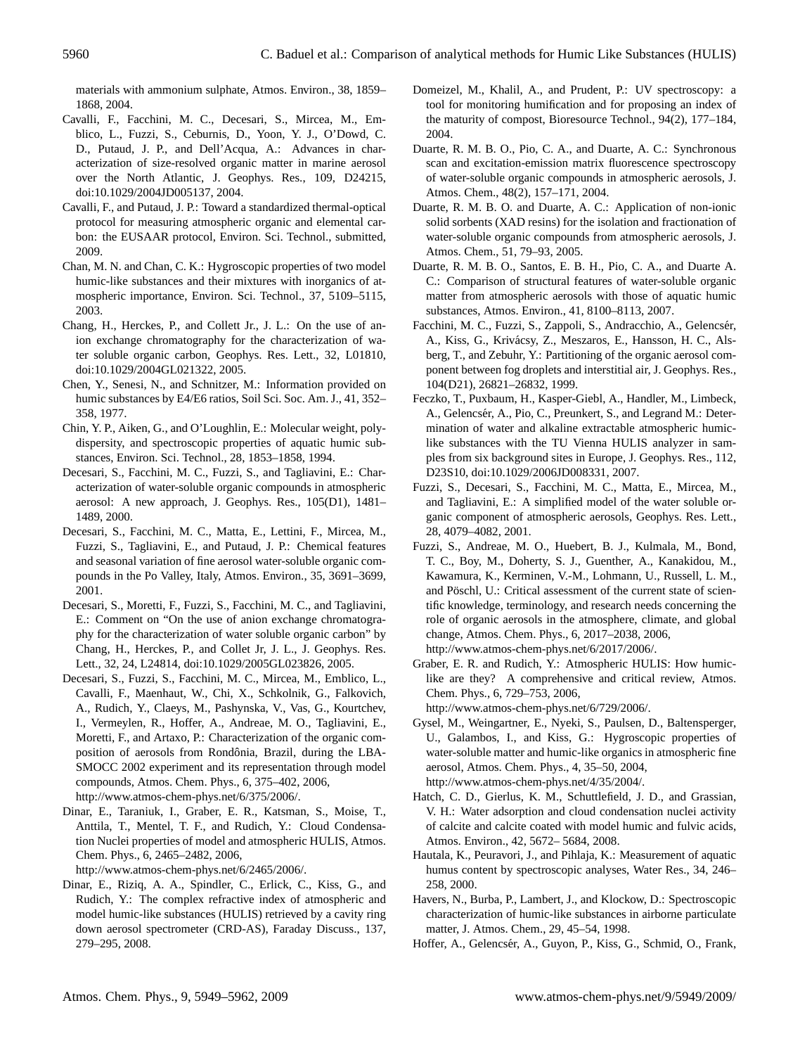materials with ammonium sulphate, Atmos. Environ., 38, 1859–1868, 2004.

Cavalli, F., Facchini, M. C., Decesari, S., Mircea, M., Emblico, L., Fuzzi, S., Ceburnis, D., Yoon, Y. J., O'Dowd, C. D., Putaud, J. P., and Dell'Acqua, A.: Advances in characterization of size-resolved organic matter in marine aerosol over the North Atlantic, J. Geophys. Res., 109, D24215, doi:10.1029/2004JD005137, 2004.

Cavalli, F., and Putaud, J. P.: Toward a standardized thermal-optical protocol for measuring atmospheric organic and elemental carbon: the EUSAAR protocol, Environ. Sci. Technol., submitted, 2009.

Chan, M. N. and Chan, C. K.: Hygroscopic properties of two model humic-like substances and their mixtures with inorganics of atmospheric importance, Environ. Sci. Technol., 37, 5109–5115, 2003.

Chang, H., Herckes, P., and Collett Jr., J. L.: On the use of anion exchange chromatography for the characterization of water soluble organic carbon, Geophys. Res. Lett., 32, L01810, doi:10.1029/2004GL021322, 2005.

Chen, Y., Senesi, N., and Schnitzer, M.: Information provided on humic substances by E4/E6 ratios, Soil Sci. Soc. Am. J., 41, 352–358, 1977.

Chin, Y. P., Aiken, G., and O'Loughlin, E.: Molecular weight, polydispersity, and spectroscopic properties of aquatic humic substances, Environ. Sci. Technol., 28, 1853–1858, 1994.

Decesari, S., Facchini, M. C., Fuzzi, S., and Tagliavini, E.: Characterization of water-soluble organic compounds in atmospheric aerosol: A new approach, J. Geophys. Res., 105(D1), 1481–1489, 2000.

Decesari, S., Facchini, M. C., Matta, E., Lettini, F., Mircea, M., Fuzzi, S., Tagliavini, E., and Putaud, J. P.: Chemical features and seasonal variation of fine aerosol water-soluble organic compounds in the Po Valley, Italy, Atmos. Environ., 35, 3691–3699, 2001.

Decesari, S., Moretti, F., Fuzzi, S., Facchini, M. C., and Tagliavini, E.: Comment on "On the use of anion exchange chromatography for the characterization of water soluble organic carbon" by Chang, H., Herckes, P., and Collet Jr, J. L., J. Geophys. Res. Lett., 32, 24, L24814, doi:10.1029/2005GL023826, 2005.

Decesari, S., Fuzzi, S., Facchini, M. C., Mircea, M., Emblico, L., Cavalli, F., Maenhaut, W., Chi, X., Schkolnik, G., Falkovich, A., Rudich, Y., Claeys, M., Pashynska, V., Vas, G., Kourtchev, I., Vermeylen, R., Hoffer, A., Andreae, M. O., Tagliavini, E., Moretti, F., and Artaxo, P.: Characterization of the organic composition of aerosols from Rondônia, Brazil, during the LBA-SMOCC 2002 experiment and its representation through model compounds, Atmos. Chem. Phys., 6, 375–402, 2006, http://www.atmos-chem-phys.net/6/375/2006/.

Dinar, E., Taraniuk, I., Graber, E. R., Katsman, S., Moise, T., Anttila, T., Mentel, T. F., and Rudich, Y.: Cloud Condensation Nuclei properties of model and atmospheric HULIS, Atmos. Chem. Phys., 6, 2465–2482, 2006, http://www.atmos-chem-phys.net/6/2465/2006/.

Dinar, E., Riziq, A. A., Spindler, C., Erlick, C., Kiss, G., and Rudich, Y.: The complex refractive index of atmospheric and model humic-like substances (HULIS) retrieved by a cavity ring down aerosol spectrometer (CRD-AS), Faraday Discuss., 137, 279–295, 2008.

Domeizel, M., Khalil, A., and Prudent, P.: UV spectroscopy: a tool for monitoring humification and for proposing an index of the maturity of compost, Bioresource Technol., 94(2), 177–184, 2004.

Duarte, R. M. B. O., Pio, C. A., and Duarte, A. C.: Synchronous scan and excitation-emission matrix fluorescence spectroscopy of water-soluble organic compounds in atmospheric aerosols, J. Atmos. Chem., 48(2), 157–171, 2004.

Duarte, R. M. B. O. and Duarte, A. C.: Application of non-ionic solid sorbents (XAD resins) for the isolation and fractionation of water-soluble organic compounds from atmospheric aerosols, J. Atmos. Chem., 51, 79–93, 2005.

Duarte, R. M. B. O., Santos, E. B. H., Pio, C. A., and Duarte A. C.: Comparison of structural features of water-soluble organic matter from atmospheric aerosols with those of aquatic humic substances, Atmos. Environ., 41, 8100–8113, 2007.

Facchini, M. C., Fuzzi, S., Zappoli, S., Andracchio, A., Gelencsér, A., Kiss, G., Krivácsy, Z., Meszaros, E., Hansson, H. C., Alsberg, T., and Zebuhr, Y.: Partitioning of the organic aerosol component between fog droplets and interstitial air, J. Geophys. Res., 104(D21), 26821–26832, 1999.

Feczko, T., Puxbaum, H., Kasper-Giebl, A., Handler, M., Limbeck, A., Gelencsér, A., Pio, C., Preunkert, S., and Legrand M.: Determination of water and alkaline extractable atmospheric humic-like substances with the TU Vienna HULIS analyzer in samples from six background sites in Europe, J. Geophys. Res., 112, D23S10, doi:10.1029/2006JD008331, 2007.

Fuzzi, S., Decesari, S., Facchini, M. C., Matta, E., Mircea, M., and Tagliavini, E.: A simplified model of the water soluble organic component of atmospheric aerosols, Geophys. Res. Lett., 28, 4079–4082, 2001.

Fuzzi, S., Andreae, M. O., Huebert, B. J., Kulmala, M., Bond, T. C., Boy, M., Doherty, S. J., Guenther, A., Kanakidou, M., Kawamura, K., Kerminen, V.-M., Lohmann, U., Russell, L. M., and Pöschl, U.: Critical assessment of the current state of scientific knowledge, terminology, and research needs concerning the role of organic aerosols in the atmosphere, climate, and global change, Atmos. Chem. Phys., 6, 2017–2038, 2006, http://www.atmos-chem-phys.net/6/2017/2006/.

Graber, E. R. and Rudich, Y.: Atmospheric HULIS: How humic-like are they? A comprehensive and critical review, Atmos. Chem. Phys., 6, 729–753, 2006, http://www.atmos-chem-phys.net/6/729/2006/.

Gysel, M., Weingartner, E., Nyeki, S., Paulsen, D., Baltensperger, U., Galambos, I., and Kiss, G.: Hygroscopic properties of water-soluble matter and humic-like organics in atmospheric fine aerosol, Atmos. Chem. Phys., 4, 35–50, 2004, http://www.atmos-chem-phys.net/4/35/2004/.

Hatch, C. D., Gierlus, K. M., Schuttlefield, J. D., and Grassian, V. H.: Water adsorption and cloud condensation nuclei activity of calcite and calcite coated with model humic and fulvic acids, Atmos. Environ., 42, 5672– 5684, 2008.

Hautala, K., Peuravori, J., and Pihlaja, K.: Measurement of aquatic humus content by spectroscopic analyses, Water Res., 34, 246–258, 2000.

Havers, N., Burba, P., Lambert, J., and Klockow, D.: Spectroscopic characterization of humic-like substances in airborne particulate matter, J. Atmos. Chem., 29, 45–54, 1998.

Hoffer, A., Gelencsér, A., Guyon, P., Kiss, G., Schmid, O., Frank,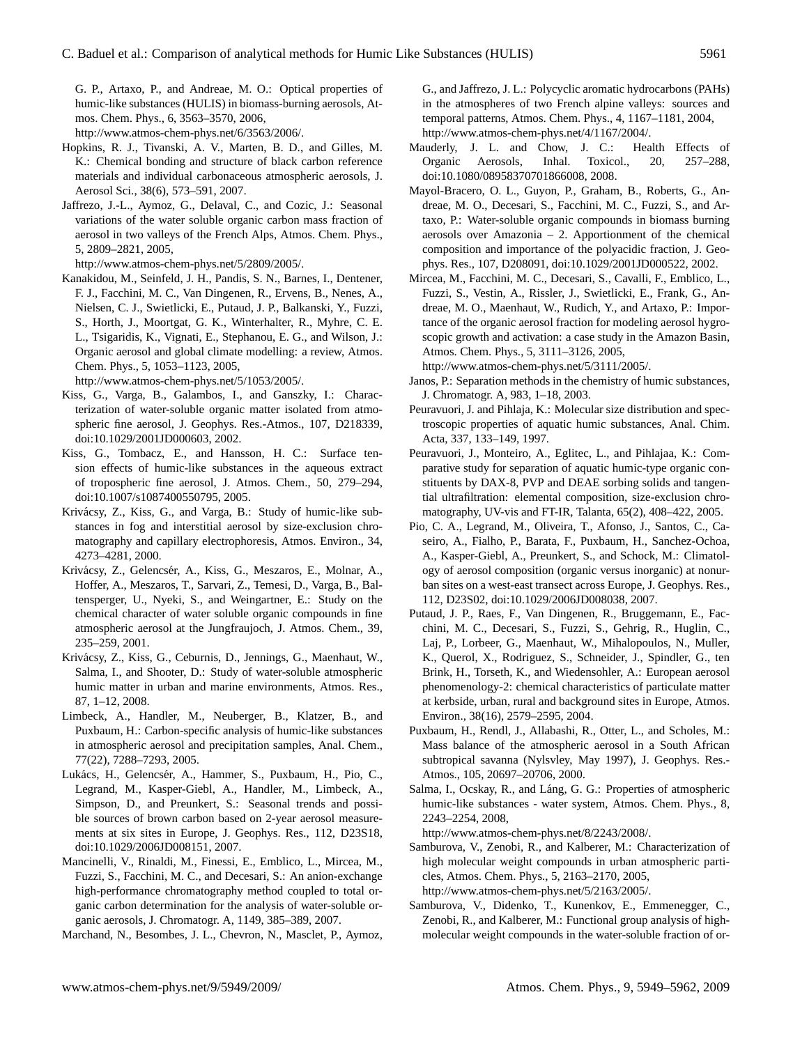G. P., Artaxo, P., and Andreae, M. O.: Optical properties of humic-like substances (HULIS) in biomass-burning aerosols, Atmos. Chem. Phys., 6, 3563–3570, 2006, http://www.atmos-chem-phys.net/6/3563/2006/.

Hopkins, R. J., Tivanski, A. V., Marten, B. D., and Gilles, M. K.: Chemical bonding and structure of black carbon reference materials and individual carbonaceous atmospheric aerosols, J. Aerosol Sci., 38(6), 573–591, 2007.

Jaffrezo, J.-L., Aymoz, G., Delaval, C., and Cozic, J.: Seasonal variations of the water soluble organic carbon mass fraction of aerosol in two valleys of the French Alps, Atmos. Chem. Phys., 5, 2809–2821, 2005, http://www.atmos-chem-phys.net/5/2809/2005/.

Kanakidou, M., Seinfeld, J. H., Pandis, S. N., Barnes, I., Dentener, F. J., Facchini, M. C., Van Dingenen, R., Ervens, B., Nenes, A., Nielsen, C. J., Swietlicki, E., Putaud, J. P., Balkanski, Y., Fuzzi, S., Horth, J., Moortgat, G. K., Winterhalter, R., Myhre, C. E. L., Tsigaridis, K., Vignati, E., Stephanou, E. G., and Wilson, J.: Organic aerosol and global climate modelling: a review, Atmos. Chem. Phys., 5, 1053–1123, 2005, http://www.atmos-chem-phys.net/5/1053/2005/.

Kiss, G., Varga, B., Galambos, I., and Ganszky, I.: Characterization of water-soluble organic matter isolated from atmospheric fine aerosol, J. Geophys. Res.-Atmos., 107, D218339, doi:10.1029/2001JD000603, 2002.

Kiss, G., Tombacz, E., and Hansson, H. C.: Surface tension effects of humic-like substances in the aqueous extract of tropospheric fine aerosol, J. Atmos. Chem., 50, 279–294, doi:10.1007/s1087400550795, 2005.

Krivácsy, Z., Kiss, G., and Varga, B.: Study of humic-like substances in fog and interstitial aerosol by size-exclusion chromatography and capillary electrophoresis, Atmos. Environ., 34, 4273–4281, 2000.

Krivácsy, Z., Gelencsér, A., Kiss, G., Meszaros, E., Molnar, A., Hoffer, A., Meszaros, T., Sarvari, Z., Temesi, D., Varga, B., Baltensperger, U., Nyeki, S., and Weingartner, E.: Study on the chemical character of water soluble organic compounds in fine atmospheric aerosol at the Jungfraujoch, J. Atmos. Chem., 39, 235–259, 2001.

Krivácsy, Z., Kiss, G., Ceburnis, D., Jennings, G., Maenhaut, W., Salma, I., and Shooter, D.: Study of water-soluble atmospheric humic matter in urban and marine environments, Atmos. Res., 87, 1–12, 2008.

Limbeck, A., Handler, M., Neuberger, B., Klatzer, B., and Puxbaum, H.: Carbon-specific analysis of humic-like substances in atmospheric aerosol and precipitation samples, Anal. Chem., 77(22), 7288–7293, 2005.

Lukács, H., Gelencsér, A., Hammer, S., Puxbaum, H., Pio, C., Legrand, M., Kasper-Giebl, A., Handler, M., Limbeck, A., Simpson, D., and Preunkert, S.: Seasonal trends and possible sources of brown carbon based on 2-year aerosol measurements at six sites in Europe, J. Geophys. Res., 112, D23S18, doi:10.1029/2006JD008151, 2007.

Mancinelli, V., Rinaldi, M., Finessi, E., Emblico, L., Mircea, M., Fuzzi, S., Facchini, M. C., and Decesari, S.: An anion-exchange high-performance chromatography method coupled to total organic carbon determination for the analysis of water-soluble organic aerosols, J. Chromatogr. A, 1149, 385–389, 2007.

Marchand, N., Besombes, J. L., Chevron, N., Masclet, P., Aymoz, G., and Jaffrezo, J. L.: Polycyclic aromatic hydrocarbons (PAHs) in the atmospheres of two French alpine valleys: sources and temporal patterns, Atmos. Chem. Phys., 4, 1167–1181, 2004, http://www.atmos-chem-phys.net/4/1167/2004/.

Mauderly, J. L. and Chow, J. C.: Health Effects of Organic Aerosols, Inhal. Toxicol., 20, 257–288, doi:10.1080/08958370701866008, 2008.

Mayol-Bracero, O. L., Guyon, P., Graham, B., Roberts, G., Andreae, M. O., Decesari, S., Facchini, M. C., Fuzzi, S., and Artaxo, P.: Water-soluble organic compounds in biomass burning aerosols over Amazonia – 2. Apportionment of the chemical composition and importance of the polyacidic fraction, J. Geophys. Res., 107, D208091, doi:10.1029/2001JD000522, 2002.

Mircea, M., Facchini, M. C., Decesari, S., Cavalli, F., Emblico, L., Fuzzi, S., Vestin, A., Rissler, J., Swietlicki, E., Frank, G., Andreae, M. O., Maenhaut, W., Rudich, Y., and Artaxo, P.: Importance of the organic aerosol fraction for modeling aerosol hygroscopic growth and activation: a case study in the Amazon Basin, Atmos. Chem. Phys., 5, 3111–3126, 2005, http://www.atmos-chem-phys.net/5/3111/2005/.

Janos, P.: Separation methods in the chemistry of humic substances, J. Chromatogr. A, 983, 1–18, 2003.

Peuravuori, J. and Pihlaja, K.: Molecular size distribution and spectroscopic properties of aquatic humic substances, Anal. Chim. Acta, 337, 133–149, 1997.

Peuravuori, J., Monteiro, A., Eglitec, L., and Pihlajaa, K.: Comparative study for separation of aquatic humic-type organic constituents by DAX-8, PVP and DEAE sorbing solids and tangential ultrafiltration: elemental composition, size-exclusion chromatography, UV-vis and FT-IR, Talanta, 65(2), 408–422, 2005.

Pio, C. A., Legrand, M., Oliveira, T., Afonso, J., Santos, C., Caseiro, A., Fialho, P., Barata, F., Puxbaum, H., Sanchez-Ochoa, A., Kasper-Giebl, A., Preunkert, S., and Schock, M.: Climatology of aerosol composition (organic versus inorganic) at nonurban sites on a west-east transect across Europe, J. Geophys. Res., 112, D23S02, doi:10.1029/2006JD008038, 2007.

Putaud, J. P., Raes, F., Van Dingenen, R., Bruggemann, E., Facchini, M. C., Decesari, S., Fuzzi, S., Gehrig, R., Huglin, C., Laj, P., Lorbeer, G., Maenhaut, W., Mihalopoulos, N., Muller, K., Querol, X., Rodriguez, S., Schneider, J., Spindler, G., ten Brink, H., Torseth, K., and Wiedensohler, A.: European aerosol phenomenology-2: chemical characteristics of particulate matter at kerbside, urban, rural and background sites in Europe, Atmos. Environ., 38(16), 2579–2595, 2004.

Puxbaum, H., Rendl, J., Allabashi, R., Otter, L., and Scholes, M.: Mass balance of the atmospheric aerosol in a South African subtropical savanna (Nylsvley, May 1997), J. Geophys. Res.-Atmos., 105, 20697–20706, 2000.

Salma, I., Ocskay, R., and Láng, G. G.: Properties of atmospheric humic-like substances - water system, Atmos. Chem. Phys., 8, 2243–2254, 2008, http://www.atmos-chem-phys.net/8/2243/2008/.

Samburova, V., Zenobi, R., and Kalberer, M.: Characterization of high molecular weight compounds in urban atmospheric particles, Atmos. Chem. Phys., 5, 2163–2170, 2005, http://www.atmos-chem-phys.net/5/2163/2005/.

Samburova, V., Didenko, T., Kunenkov, E., Emmenegger, C., Zenobi, R., and Kalberer, M.: Functional group analysis of high-molecular weight compounds in the water-soluble fraction of or-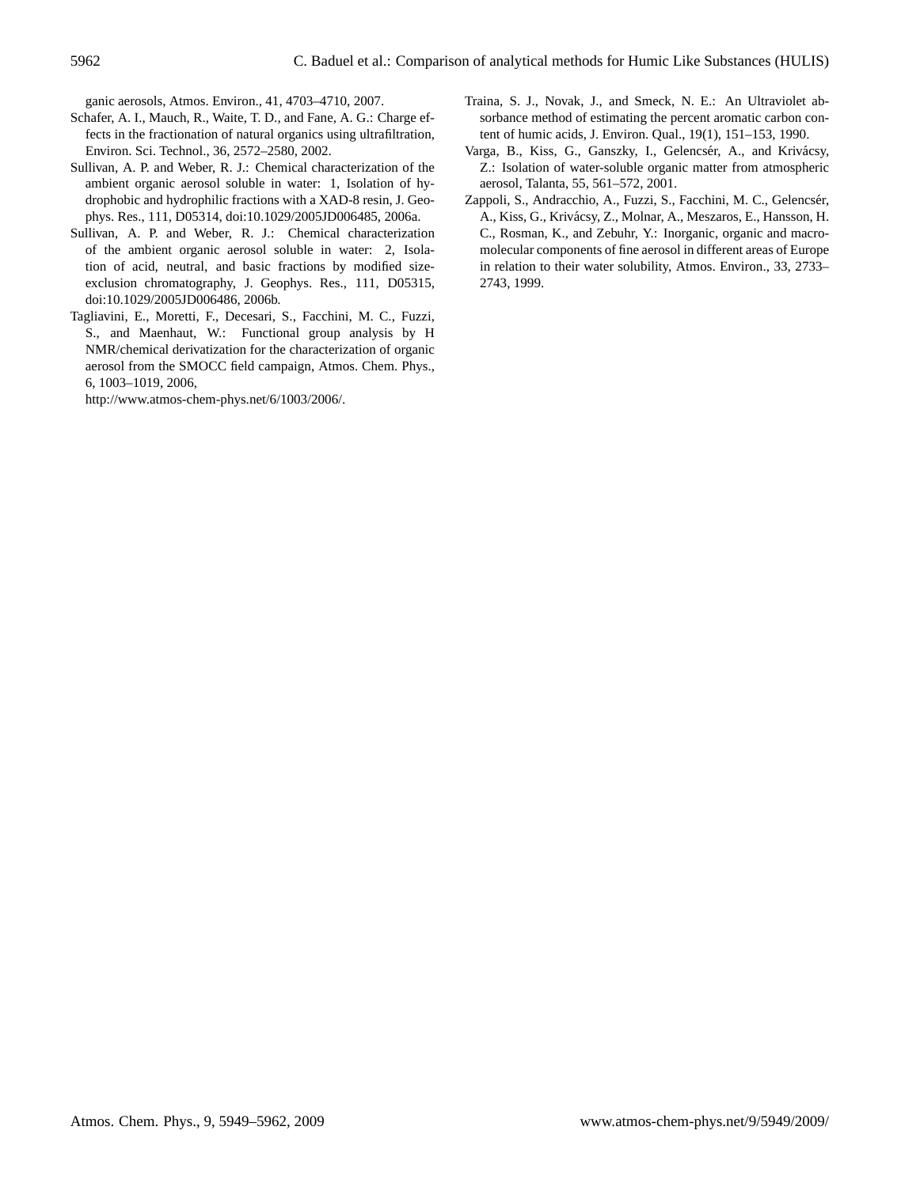ganic aerosols, Atmos. Environ., 41, 4703–4710, 2007.

Schafer, A. I., Mauch, R., Waite, T. D., and Fane, A. G.: Charge effects in the fractionation of natural organics using ultrafiltration, Environ. Sci. Technol., 36, 2572–2580, 2002.

Sullivan, A. P. and Weber, R. J.: Chemical characterization of the ambient organic aerosol soluble in water: 1, Isolation of hydrophobic and hydrophilic fractions with a XAD-8 resin, J. Geophys. Res., 111, D05314, doi:10.1029/2005JD006485, 2006a.

Sullivan, A. P. and Weber, R. J.: Chemical characterization of the ambient organic aerosol soluble in water: 2, Isolation of acid, neutral, and basic fractions by modified size-exclusion chromatography, J. Geophys. Res., 111, D05315, doi:10.1029/2005JD006486, 2006b.

Tagliavini, E., Moretti, F., Decesari, S., Facchini, M. C., Fuzzi, S., and Maenhaut, W.: Functional group analysis by H NMR/chemical derivatization for the characterization of organic aerosol from the SMOCC field campaign, Atmos. Chem. Phys., 6, 1003–1019, 2006, http://www.atmos-chem-phys.net/6/1003/2006/.

Traina, S. J., Novak, J., and Smeck, N. E.: An Ultraviolet absorbance method of estimating the percent aromatic carbon content of humic acids, J. Environ. Qual., 19(1), 151–153, 1990.

Varga, B., Kiss, G., Ganszky, I., Gelencsér, A., and Krivácsy, Z.: Isolation of water-soluble organic matter from atmospheric aerosol, Talanta, 55, 561–572, 2001.

Zappoli, S., Andracchio, A., Fuzzi, S., Facchini, M. C., Gelencsér, A., Kiss, G., Krivácsy, Z., Molnar, A., Meszaros, E., Hansson, H. C., Rosman, K., and Zebuhr, Y.: Inorganic, organic and macromolecular components of fine aerosol in different areas of Europe in relation to their water solubility, Atmos. Environ., 33, 2733–2743, 1999.